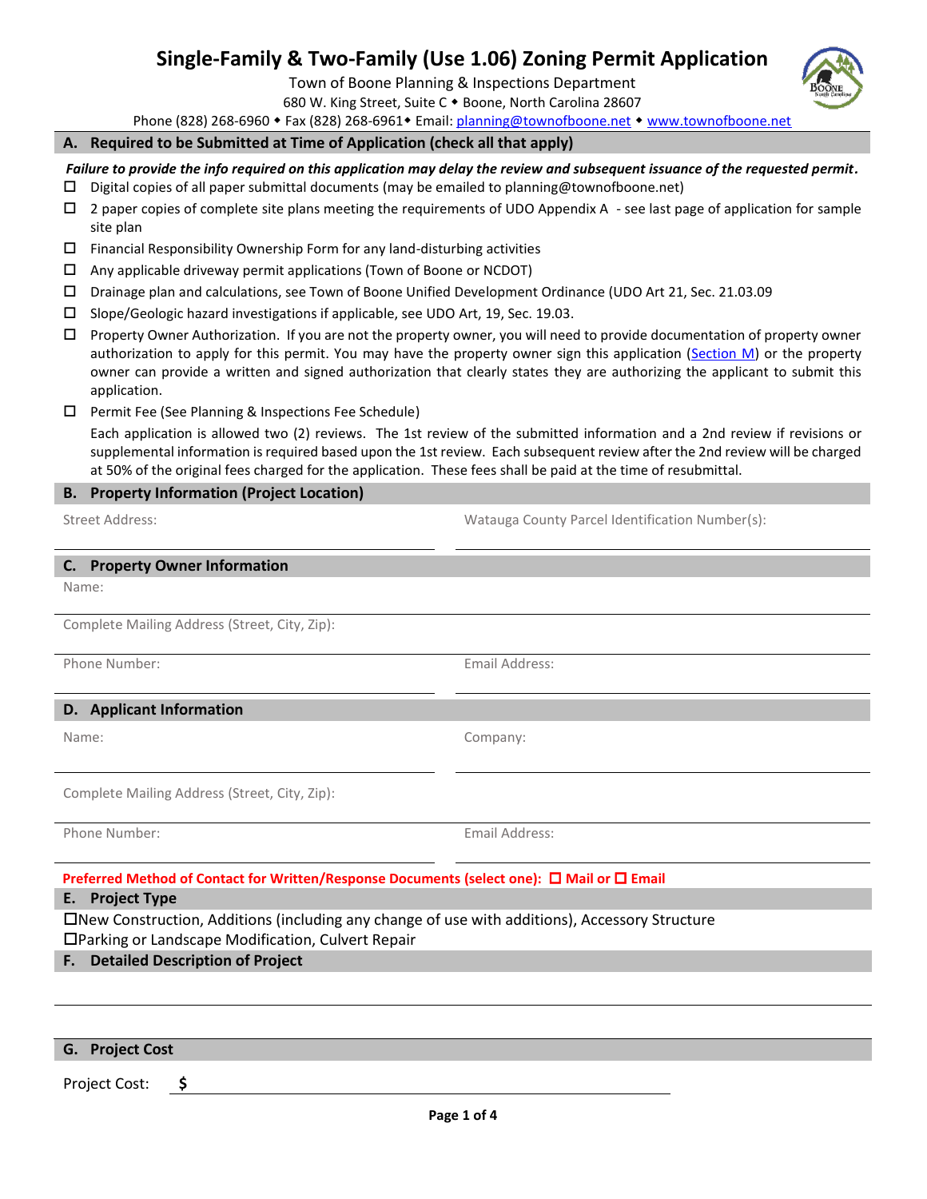# Single-Family & Two-Family (Use 1.06) Zoning Permit Application

Town of Boone Planning & Inspections Department
680 W. King Street, Suite C ◆ Boone, North Carolina 28607
Phone (828) 268-6960 ◆ Fax (828) 268-6961◆ Email: planning@townofboone.net ◆ www.townofboone.net

## A. Required to be Submitted at Time of Application (check all that apply)

***Failure to provide the info required on this application may delay the review and subsequent issuance of the requested permit.***

- ☐ Digital copies of all paper submittal documents (may be emailed to planning@townofboone.net)
- ☐ 2 paper copies of complete site plans meeting the requirements of UDO Appendix A - see last page of application for sample site plan
- ☐ Financial Responsibility Ownership Form for any land-disturbing activities
- ☐ Any applicable driveway permit applications (Town of Boone or NCDOT)
- ☐ Drainage plan and calculations, see Town of Boone Unified Development Ordinance (UDO Art 21, Sec. 21.03.09
- ☐ Slope/Geologic hazard investigations if applicable, see UDO Art, 19, Sec. 19.03.
- ☐ Property Owner Authorization. If you are not the property owner, you will need to provide documentation of property owner authorization to apply for this permit. You may have the property owner sign this application (Section M) or the property owner can provide a written and signed authorization that clearly states they are authorizing the applicant to submit this application.
- ☐ Permit Fee (See Planning & Inspections Fee Schedule)

  Each application is allowed two (2) reviews. The 1st review of the submitted information and a 2nd review if revisions or supplemental information is required based upon the 1st review. Each subsequent review after the 2nd review will be charged at 50% of the original fees charged for the application. These fees shall be paid at the time of resubmittal.

## B. Property Information (Project Location)

Street Address: ______________________ Watauga County Parcel Identification Number(s): ______________________

## C. Property Owner Information

Name: ______________________

Complete Mailing Address (Street, City, Zip): ______________________

Phone Number: ______________________ Email Address: ______________________

## D. Applicant Information

Name: ______________________ Company: ______________________

Complete Mailing Address (Street, City, Zip): ______________________

Phone Number: ______________________ Email Address: ______________________

**Preferred Method of Contact for Written/Response Documents (select one): ☐ Mail or ☐ Email**

## E. Project Type

☐ New Construction, Additions (including any change of use with additions), Accessory Structure
☐ Parking or Landscape Modification, Culvert Repair

## F. Detailed Description of Project

______________________

## G. Project Cost

Project Cost: **$** ______________________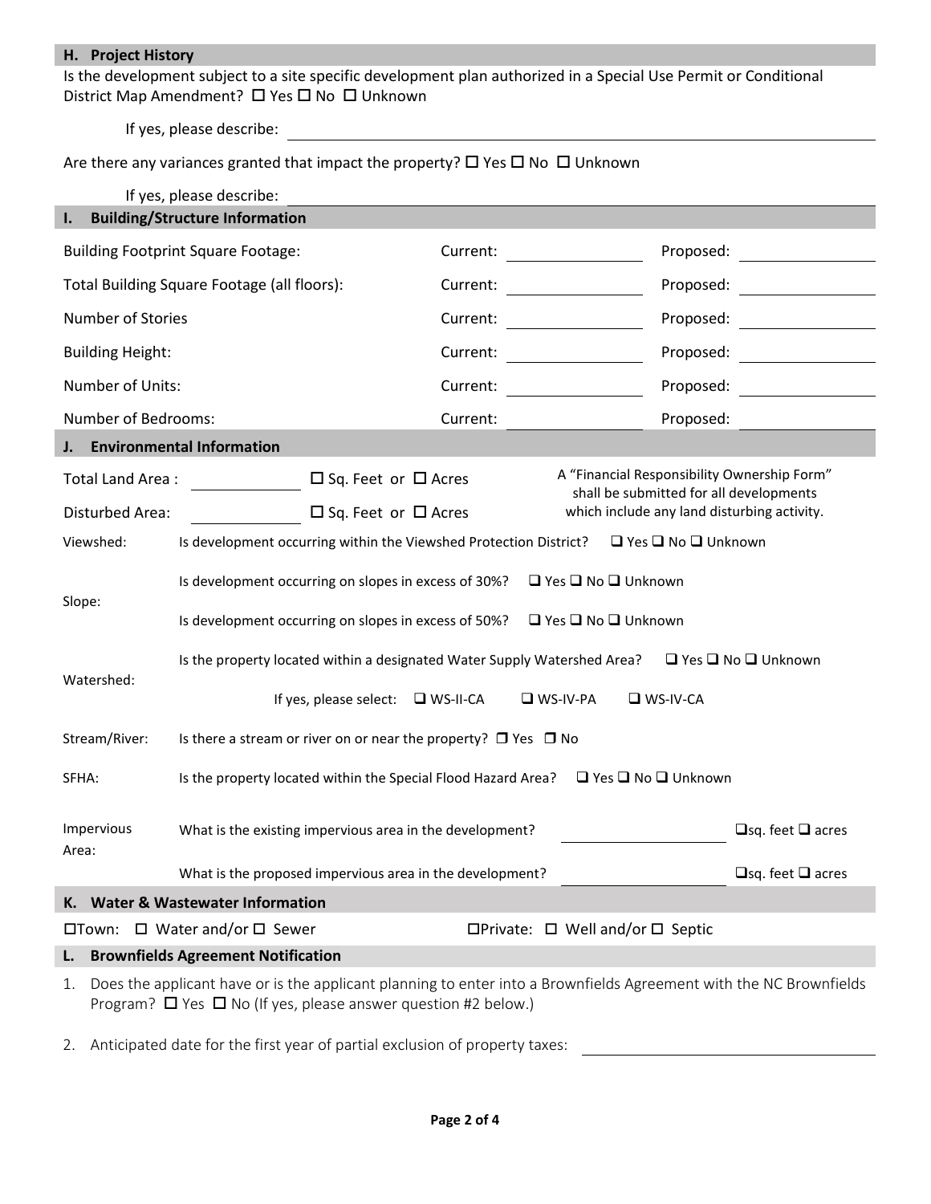## H. Project History

Is the development subject to a site specific development plan authorized in a Special Use Permit or Conditional District Map Amendment? ☐ Yes ☐ No ☐ Unknown

If yes, please describe: ______________________________

Are there any variances granted that impact the property? ☐ Yes ☐ No ☐ Unknown

If yes, please describe: ______________________________

## I. Building/Structure Information

| | | |
|---|---|---|
| Building Footprint Square Footage: | Current: ________ | Proposed: ________ |
| Total Building Square Footage (all floors): | Current: ________ | Proposed: ________ |
| Number of Stories | Current: ________ | Proposed: ________ |
| Building Height: | Current: ________ | Proposed: ________ |
| Number of Units: | Current: ________ | Proposed: ________ |
| Number of Bedrooms: | Current: ________ | Proposed: ________ |

## J. Environmental Information

Total Land Area : ________ ☐ Sq. Feet or ☐ Acres

Disturbed Area: ________ ☐ Sq. Feet or ☐ Acres

A "Financial Responsibility Ownership Form" shall be submitted for all developments which include any land disturbing activity.

| | |
|---|---|
| Viewshed: | Is development occurring within the Viewshed Protection District? ☐ Yes ☐ No ☐ Unknown |
| Slope: | Is development occurring on slopes in excess of 30%? ☐ Yes ☐ No ☐ Unknown |
| | Is development occurring on slopes in excess of 50%? ☐ Yes ☐ No ☐ Unknown |
| Watershed: | Is the property located within a designated Water Supply Watershed Area? ☐ Yes ☐ No ☐ Unknown |
| | If yes, please select: ☐ WS-II-CA ☐ WS-IV-PA ☐ WS-IV-CA |
| Stream/River: | Is there a stream or river on or near the property? ☐ Yes ☐ No |
| SFHA: | Is the property located within the Special Flood Hazard Area? ☐ Yes ☐ No ☐ Unknown |
| Impervious Area: | What is the existing impervious area in the development? ________ ☐sq. feet ☐ acres |
| | What is the proposed impervious area in the development? ________ ☐sq. feet ☐ acres |

## K. Water & Wastewater Information

☐Town: ☐ Water and/or ☐ Sewer ☐Private: ☐ Well and/or ☐ Septic

## L. Brownfields Agreement Notification

1. Does the applicant have or is the applicant planning to enter into a Brownfields Agreement with the NC Brownfields Program? ☐ Yes ☐ No (If yes, please answer question #2 below.)
2. Anticipated date for the first year of partial exclusion of property taxes: ______________________________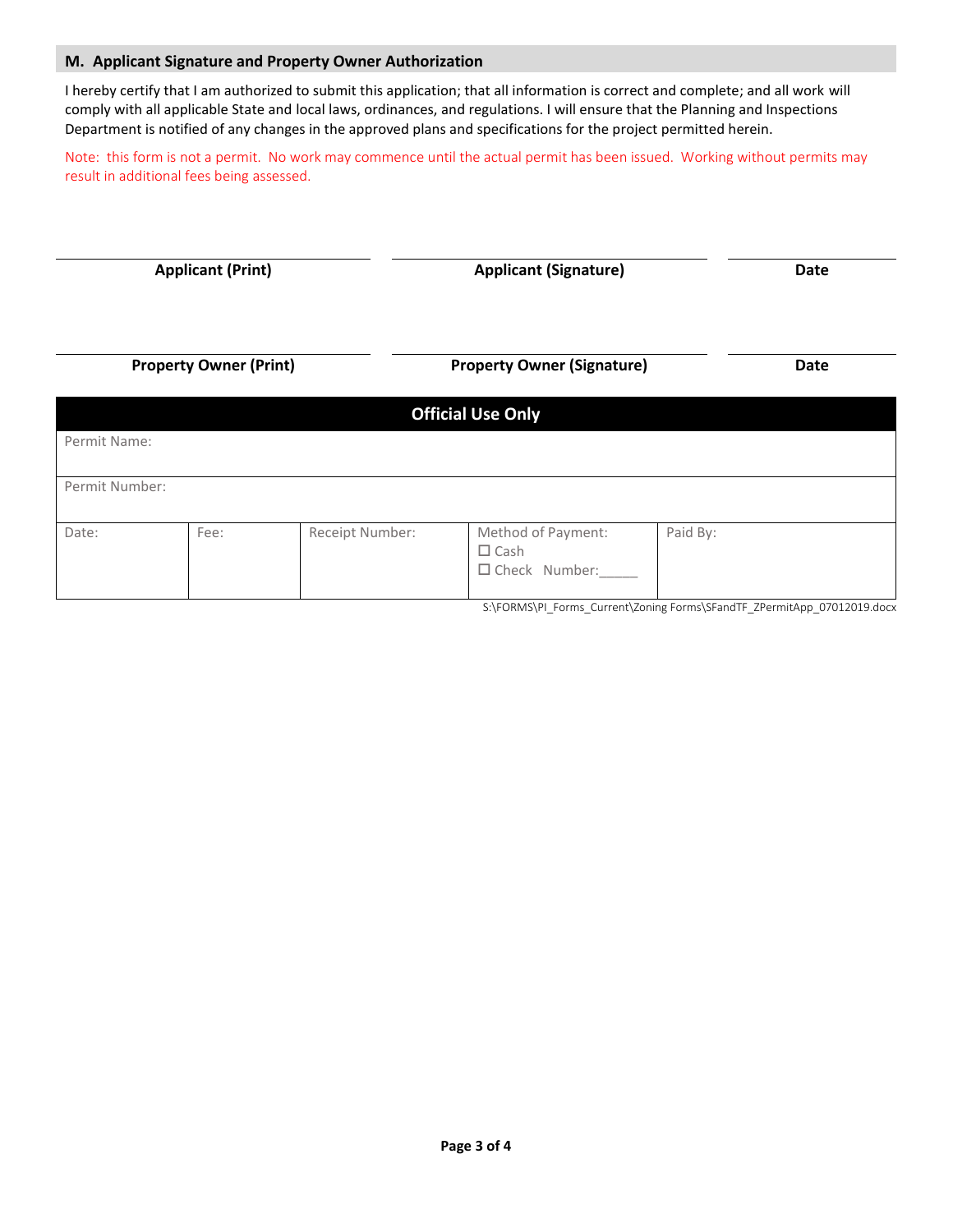## M. Applicant Signature and Property Owner Authorization

I hereby certify that I am authorized to submit this application; that all information is correct and complete; and all work will comply with all applicable State and local laws, ordinances, and regulations. I will ensure that the Planning and Inspections Department is notified of any changes in the approved plans and specifications for the project permitted herein.

Note: this form is not a permit. No work may commence until the actual permit has been issued. Working without permits may result in additional fees being assessed.

| Applicant (Print) | Applicant (Signature) | Date |
|---|---|---|
| | | |

| Property Owner (Print) | Property Owner (Signature) | Date |
|---|---|---|
| | | |

| **Official Use Only** | | | | |
|---|---|---|---|---|
| Permit Name: | | | | |
| Permit Number: | | | | |
| Date: | Fee: | Receipt Number: | Method of Payment:<br>☐ Cash<br>☐ Check Number:_____ | Paid By: |

S:\FORMS\PI_Forms_Current\Zoning Forms\SFandTF_ZPermitApp_07012019.docx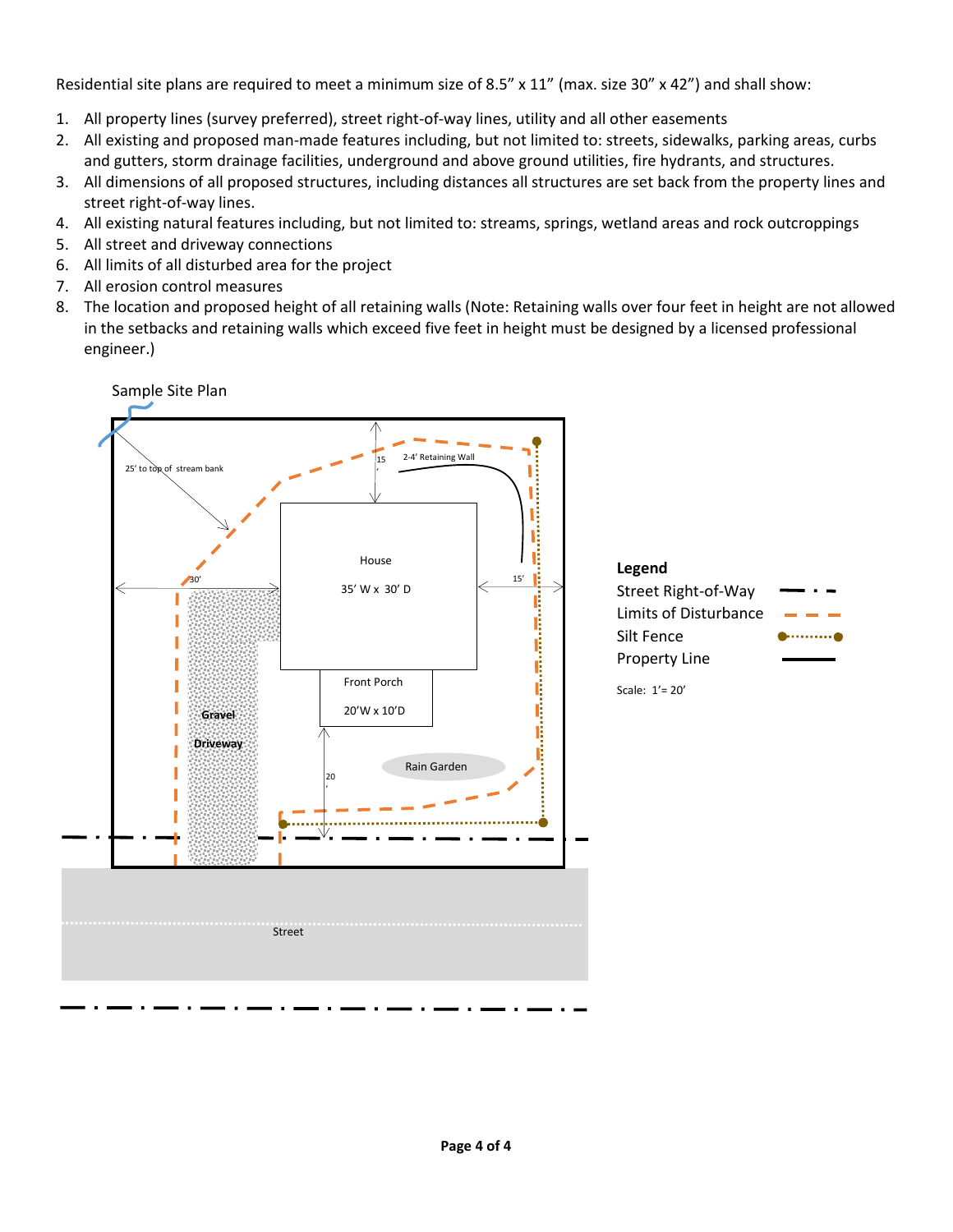Residential site plans are required to meet a minimum size of 8.5" x 11" (max. size 30" x 42") and shall show:

1. All property lines (survey preferred), street right-of-way lines, utility and all other easements
2. All existing and proposed man-made features including, but not limited to: streets, sidewalks, parking areas, curbs and gutters, storm drainage facilities, underground and above ground utilities, fire hydrants, and structures.
3. All dimensions of all proposed structures, including distances all structures are set back from the property lines and street right-of-way lines.
4. All existing natural features including, but not limited to: streams, springs, wetland areas and rock outcroppings
5. All street and driveway connections
6. All limits of all disturbed area for the project
7. All erosion control measures
8. The location and proposed height of all retaining walls (Note: Retaining walls over four feet in height are not allowed in the setbacks and retaining walls which exceed five feet in height must be designed by a licensed professional engineer.)

Sample Site Plan

25' to top of stream bank

15'

2-4' Retaining Wall

House

35' W x 30' D

30'

15'

Front Porch

20'W x 10'D

Gravel Driveway

20'

Rain Garden

Street

**Legend**

Street Right-of-Way

Limits of Disturbance

Silt Fence

Property Line

Scale: 1'= 20'